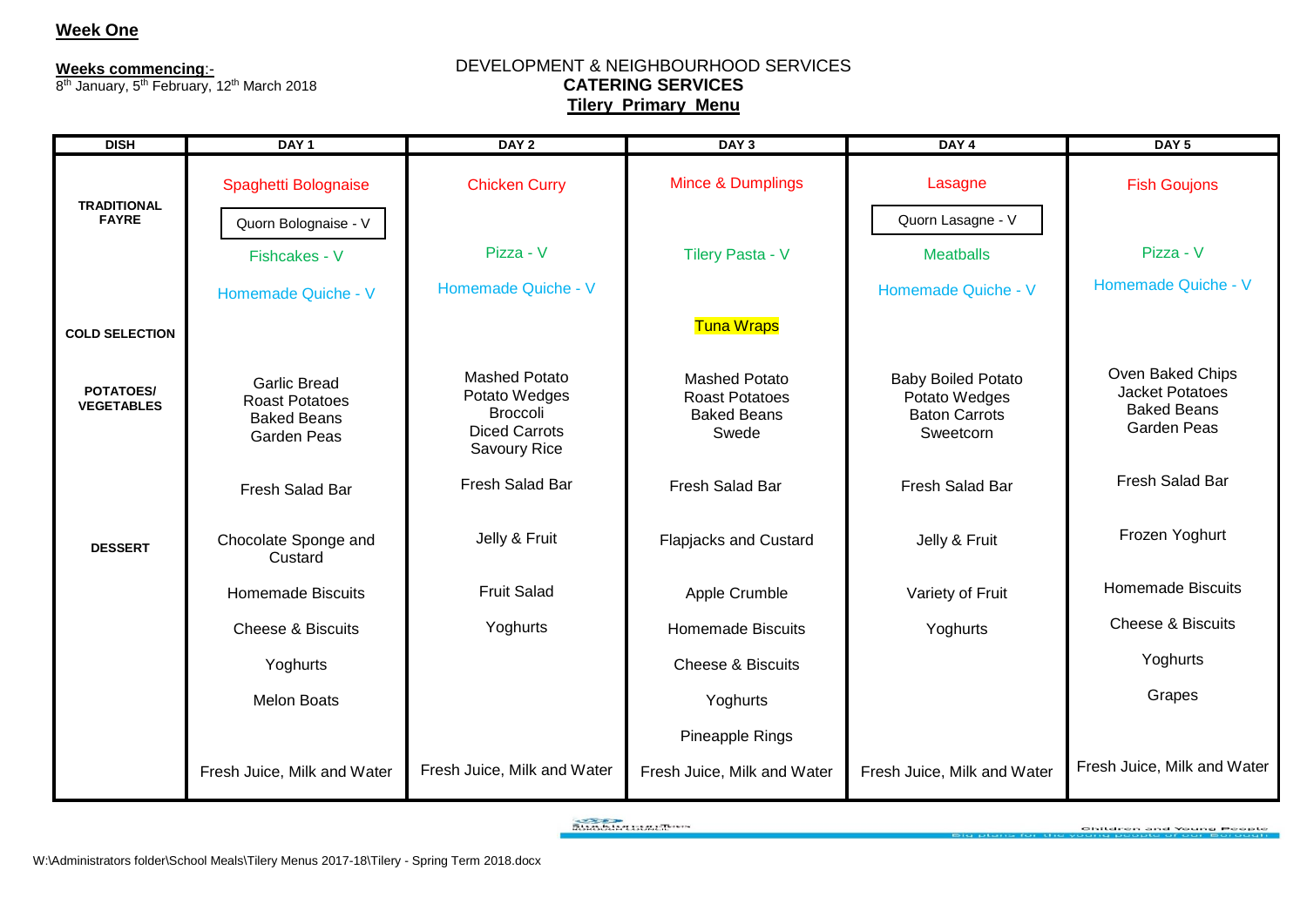**Week One**

**Weeks commencing**:-
8th January, 5th February, 12th March 2018

DEVELOPMENT & NEIGHBOURHOOD SERVICES
**CATERING SERVICES**
**Tilery Primary Menu**

| DISH | DAY 1 | DAY 2 | DAY 3 | DAY 4 | DAY 5 |
|---|---|---|---|---|---|
| **TRADITIONAL FAYRE** | Spaghetti Bolognaise | Chicken Curry | Mince & Dumplings | Lasagne | Fish Goujons |
| | Quorn Bolognaise - V | | | Quorn Lasagne - V | |
| | Fishcakes - V | Pizza - V | Tilery Pasta - V | Meatballs | Pizza - V |
| | Homemade Quiche - V | Homemade Quiche - V | | Homemade Quiche - V | Homemade Quiche - V |
| **COLD SELECTION** | | | Tuna Wraps | | |
| **POTATOES/ VEGETABLES** | Garlic Bread<br>Roast Potatoes<br>Baked Beans<br>Garden Peas | Mashed Potato<br>Potato Wedges<br>Broccoli<br>Diced Carrots<br>Savoury Rice | Mashed Potato<br>Roast Potatoes<br>Baked Beans<br>Swede | Baby Boiled Potato<br>Potato Wedges<br>Baton Carrots<br>Sweetcorn | Oven Baked Chips<br>Jacket Potatoes<br>Baked Beans<br>Garden Peas |
| | Fresh Salad Bar | Fresh Salad Bar | Fresh Salad Bar | Fresh Salad Bar | Fresh Salad Bar |
| **DESSERT** | Chocolate Sponge and Custard | Jelly & Fruit | Flapjacks and Custard | Jelly & Fruit | Frozen Yoghurt |
| | Homemade Biscuits | Fruit Salad | Apple Crumble | Variety of Fruit | Homemade Biscuits |
| | Cheese & Biscuits | Yoghurts | Homemade Biscuits | Yoghurts | Cheese & Biscuits |
| | Yoghurts | | Cheese & Biscuits | | Yoghurts |
| | Melon Boats | | Yoghurts | | Grapes |
| | | | Pineapple Rings | | |
| | Fresh Juice, Milk and Water | Fresh Juice, Milk and Water | Fresh Juice, Milk and Water | Fresh Juice, Milk and Water | Fresh Juice, Milk and Water |

W:\Administrators folder\School Meals\Tilery Menus 2017-18\Tilery - Spring Term 2018.docx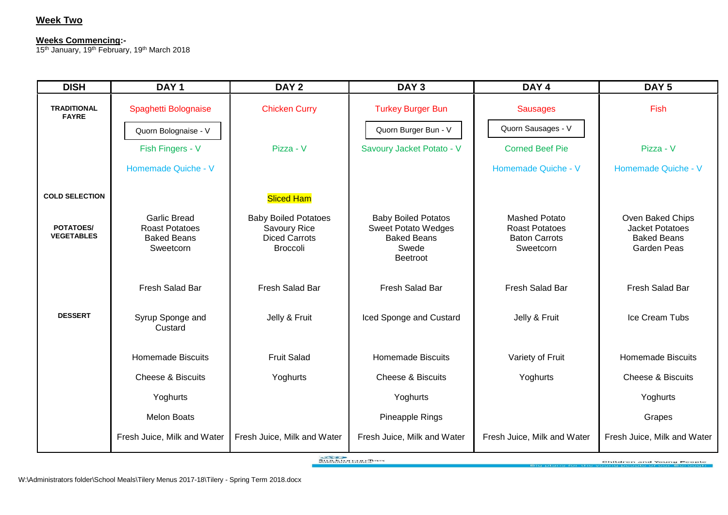## Week Two

**Weeks Commencing:-**
15th January, 19th February, 19th March 2018

| DISH | DAY 1 | DAY 2 | DAY 3 | DAY 4 | DAY 5 |
|---|---|---|---|---|---|
| **TRADITIONAL FAYRE** | Spaghetti Bolognaise | Chicken Curry | Turkey Burger Bun | Sausages | Fish |
| | Quorn Bolognaise - V | | Quorn Burger Bun - V | Quorn Sausages - V | |
| | Fish Fingers - V | Pizza - V | Savoury Jacket Potato - V | Corned Beef Pie | Pizza - V |
| | Homemade Quiche - V | | | Homemade Quiche - V | Homemade Quiche - V |
| **COLD SELECTION** | | Sliced Ham | | | |
| **POTATOES/ VEGETABLES** | Garlic Bread<br>Roast Potatoes<br>Baked Beans<br>Sweetcorn | Baby Boiled Potatoes<br>Savoury Rice<br>Diced Carrots<br>Broccoli | Baby Boiled Potatos<br>Sweet Potato Wedges<br>Baked Beans<br>Swede<br>Beetroot | Mashed Potato<br>Roast Potatoes<br>Baton Carrots<br>Sweetcorn | Oven Baked Chips<br>Jacket Potatoes<br>Baked Beans<br>Garden Peas |
| | Fresh Salad Bar | Fresh Salad Bar | Fresh Salad Bar | Fresh Salad Bar | Fresh Salad Bar |
| **DESSERT** | Syrup Sponge and Custard | Jelly & Fruit | Iced Sponge and Custard | Jelly & Fruit | Ice Cream Tubs |
| | Homemade Biscuits | Fruit Salad | Homemade Biscuits | Variety of Fruit | Homemade Biscuits |
| | Cheese & Biscuits | Yoghurts | Cheese & Biscuits | Yoghurts | Cheese & Biscuits |
| | Yoghurts | | Yoghurts | | Yoghurts |
| | Melon Boats | | Pineapple Rings | | Grapes |
| | Fresh Juice, Milk and Water | Fresh Juice, Milk and Water | Fresh Juice, Milk and Water | Fresh Juice, Milk and Water | Fresh Juice, Milk and Water |

W:\Administrators folder\School Meals\Tilery Menus 2017-18\Tilery - Spring Term 2018.docx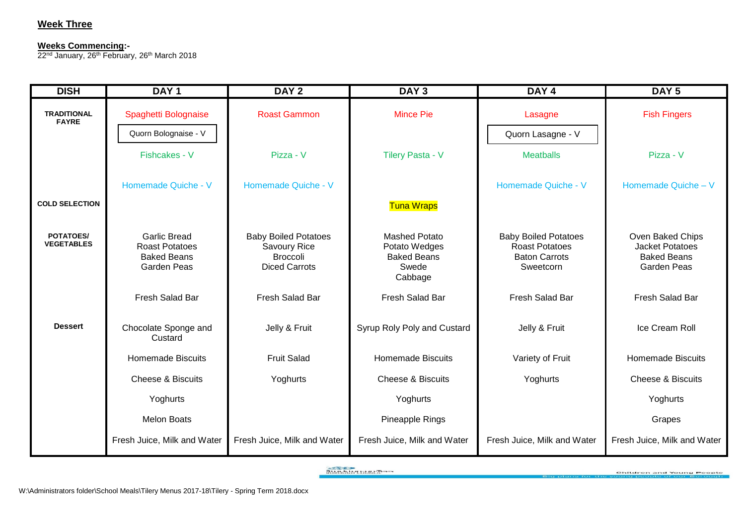## Week Three

**Weeks Commencing:-**
22nd January, 26th February, 26th March 2018

| DISH | DAY 1 | DAY 2 | DAY 3 | DAY 4 | DAY 5 |
|---|---|---|---|---|---|
| **TRADITIONAL FAYRE** | Spaghetti Bolognaise | Roast Gammon | Mince Pie | Lasagne | Fish Fingers |
| | Quorn Bolognaise - V | | | Quorn Lasagne - V | |
| | Fishcakes - V | Pizza - V | Tilery Pasta - V | Meatballs | Pizza - V |
| | Homemade Quiche - V | Homemade Quiche - V | | Homemade Quiche - V | Homemade Quiche – V |
| **COLD SELECTION** | | | Tuna Wraps | | |
| **POTATOES/ VEGETABLES** | Garlic Bread<br>Roast Potatoes<br>Baked Beans<br>Garden Peas | Baby Boiled Potatoes<br>Savoury Rice<br>Broccoli<br>Diced Carrots | Mashed Potato<br>Potato Wedges<br>Baked Beans<br>Swede<br>Cabbage | Baby Boiled Potatoes<br>Roast Potatoes<br>Baton Carrots<br>Sweetcorn | Oven Baked Chips<br>Jacket Potatoes<br>Baked Beans<br>Garden Peas |
| | Fresh Salad Bar | Fresh Salad Bar | Fresh Salad Bar | Fresh Salad Bar | Fresh Salad Bar |
| **Dessert** | Chocolate Sponge and Custard | Jelly & Fruit | Syrup Roly Poly and Custard | Jelly & Fruit | Ice Cream Roll |
| | Homemade Biscuits | Fruit Salad | Homemade Biscuits | Variety of Fruit | Homemade Biscuits |
| | Cheese & Biscuits | Yoghurts | Cheese & Biscuits | Yoghurts | Cheese & Biscuits |
| | Yoghurts | | Yoghurts | | Yoghurts |
| | Melon Boats | | Pineapple Rings | | Grapes |
| | Fresh Juice, Milk and Water | Fresh Juice, Milk and Water | Fresh Juice, Milk and Water | Fresh Juice, Milk and Water | Fresh Juice, Milk and Water |

W:\Administrators folder\School Meals\Tilery Menus 2017-18\Tilery - Spring Term 2018.docx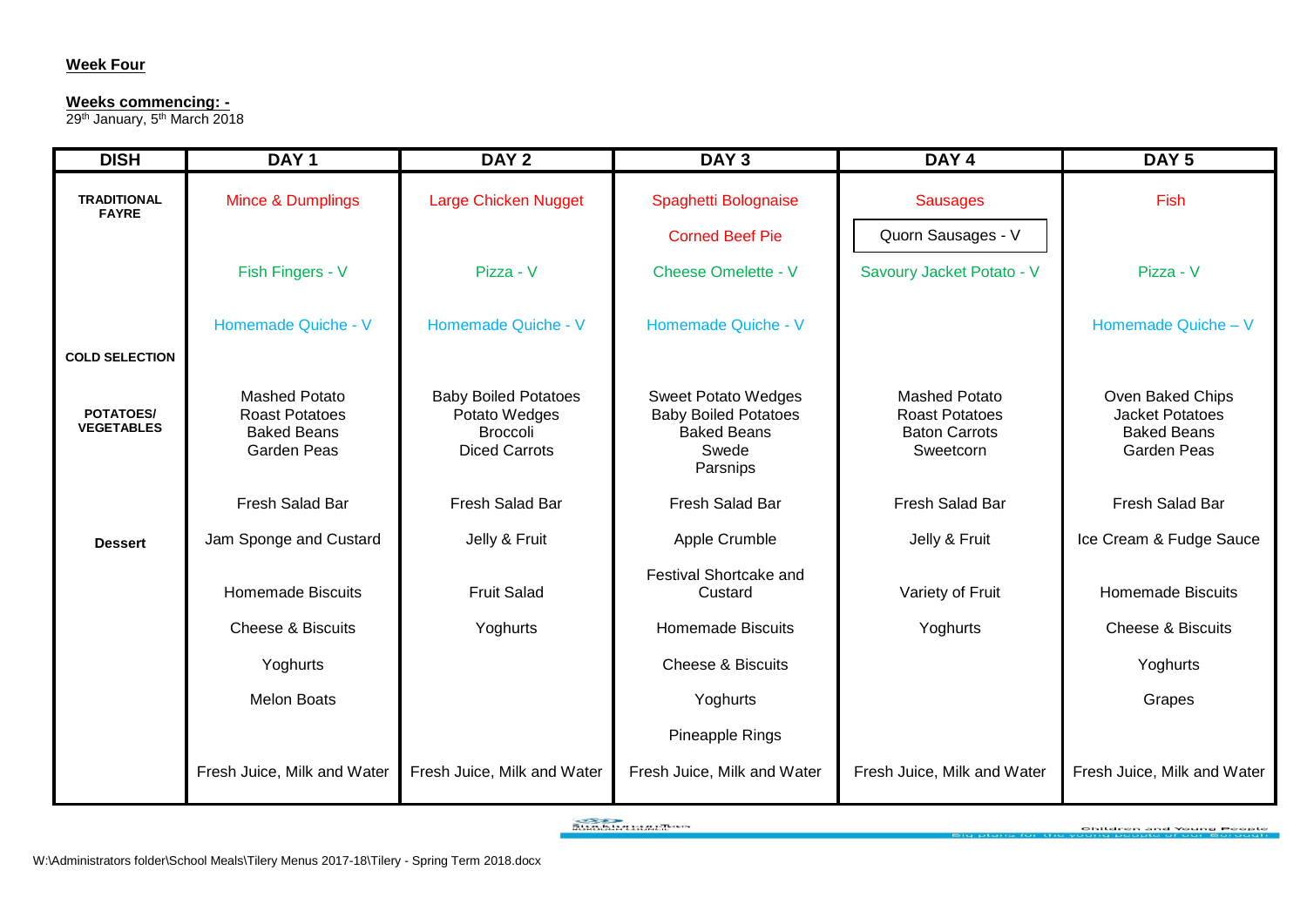**Week Four**

**Weeks commencing: -**
29th January, 5th March 2018

| DISH | DAY 1 | DAY 2 | DAY 3 | DAY 4 | DAY 5 |
|---|---|---|---|---|---|
| **TRADITIONAL FAYRE** | Mince & Dumplings | Large Chicken Nugget | Spaghetti Bolognaise | Sausages | Fish |
| | | | Corned Beef Pie | Quorn Sausages - V | |
| | Fish Fingers - V | Pizza - V | Cheese Omelette - V | Savoury Jacket Potato - V | Pizza - V |
| | Homemade Quiche - V | Homemade Quiche - V | Homemade Quiche - V | | Homemade Quiche – V |
| **COLD SELECTION** | | | | | |
| **POTATOES/ VEGETABLES** | Mashed Potato<br>Roast Potatoes<br>Baked Beans<br>Garden Peas | Baby Boiled Potatoes<br>Potato Wedges<br>Broccoli<br>Diced Carrots | Sweet Potato Wedges<br>Baby Boiled Potatoes<br>Baked Beans<br>Swede<br>Parsnips | Mashed Potato<br>Roast Potatoes<br>Baton Carrots<br>Sweetcorn | Oven Baked Chips<br>Jacket Potatoes<br>Baked Beans<br>Garden Peas |
| | Fresh Salad Bar | Fresh Salad Bar | Fresh Salad Bar | Fresh Salad Bar | Fresh Salad Bar |
| **Dessert** | Jam Sponge and Custard | Jelly & Fruit | Apple Crumble | Jelly & Fruit | Ice Cream & Fudge Sauce |
| | Homemade Biscuits | Fruit Salad | Festival Shortcake and Custard | Variety of Fruit | Homemade Biscuits |
| | Cheese & Biscuits | Yoghurts | Homemade Biscuits | Yoghurts | Cheese & Biscuits |
| | Yoghurts | | Cheese & Biscuits | | Yoghurts |
| | Melon Boats | | Yoghurts | | Grapes |
| | | | Pineapple Rings | | |
| | Fresh Juice, Milk and Water | Fresh Juice, Milk and Water | Fresh Juice, Milk and Water | Fresh Juice, Milk and Water | Fresh Juice, Milk and Water |

W:\Administrators folder\School Meals\Tilery Menus 2017-18\Tilery - Spring Term 2018.docx